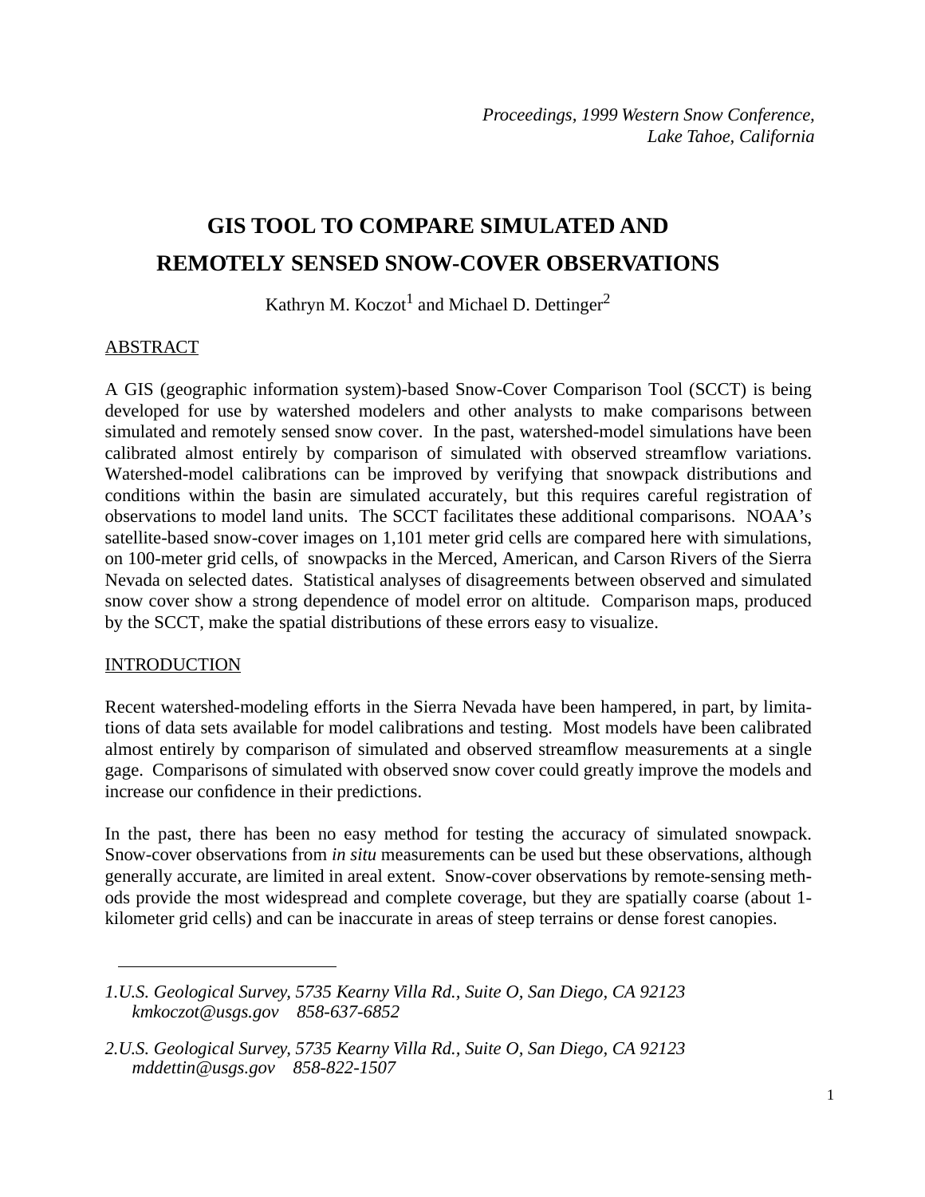*Proceedings, 1999 Western Snow Conference,*
*Lake Tahoe, California*

# GIS TOOL TO COMPARE SIMULATED AND REMOTELY SENSED SNOW-COVER OBSERVATIONS

Kathryn M. Koczot[1] and Michael D. Dettinger[2]

## ABSTRACT

A GIS (geographic information system)-based Snow-Cover Comparison Tool (SCCT) is being developed for use by watershed modelers and other analysts to make comparisons between simulated and remotely sensed snow cover. In the past, watershed-model simulations have been calibrated almost entirely by comparison of simulated with observed streamflow variations. Watershed-model calibrations can be improved by verifying that snowpack distributions and conditions within the basin are simulated accurately, but this requires careful registration of observations to model land units. The SCCT facilitates these additional comparisons. NOAA's satellite-based snow-cover images on 1,101 meter grid cells are compared here with simulations, on 100-meter grid cells, of snowpacks in the Merced, American, and Carson Rivers of the Sierra Nevada on selected dates. Statistical analyses of disagreements between observed and simulated snow cover show a strong dependence of model error on altitude. Comparison maps, produced by the SCCT, make the spatial distributions of these errors easy to visualize.

## INTRODUCTION

Recent watershed-modeling efforts in the Sierra Nevada have been hampered, in part, by limitations of data sets available for model calibrations and testing. Most models have been calibrated almost entirely by comparison of simulated and observed streamflow measurements at a single gage. Comparisons of simulated with observed snow cover could greatly improve the models and increase our confidence in their predictions.

In the past, there has been no easy method for testing the accuracy of simulated snowpack. Snow-cover observations from *in situ* measurements can be used but these observations, although generally accurate, are limited in areal extent. Snow-cover observations by remote-sensing methods provide the most widespread and complete coverage, but they are spatially coarse (about 1-kilometer grid cells) and can be inaccurate in areas of steep terrains or dense forest canopies.

---

1. *U.S. Geological Survey, 5735 Kearny Villa Rd., Suite O, San Diego, CA 92123*
   *kmkoczot@usgs.gov 858-637-6852*

2. *U.S. Geological Survey, 5735 Kearny Villa Rd., Suite O, San Diego, CA 92123*
   *mddettin@usgs.gov 858-822-1507*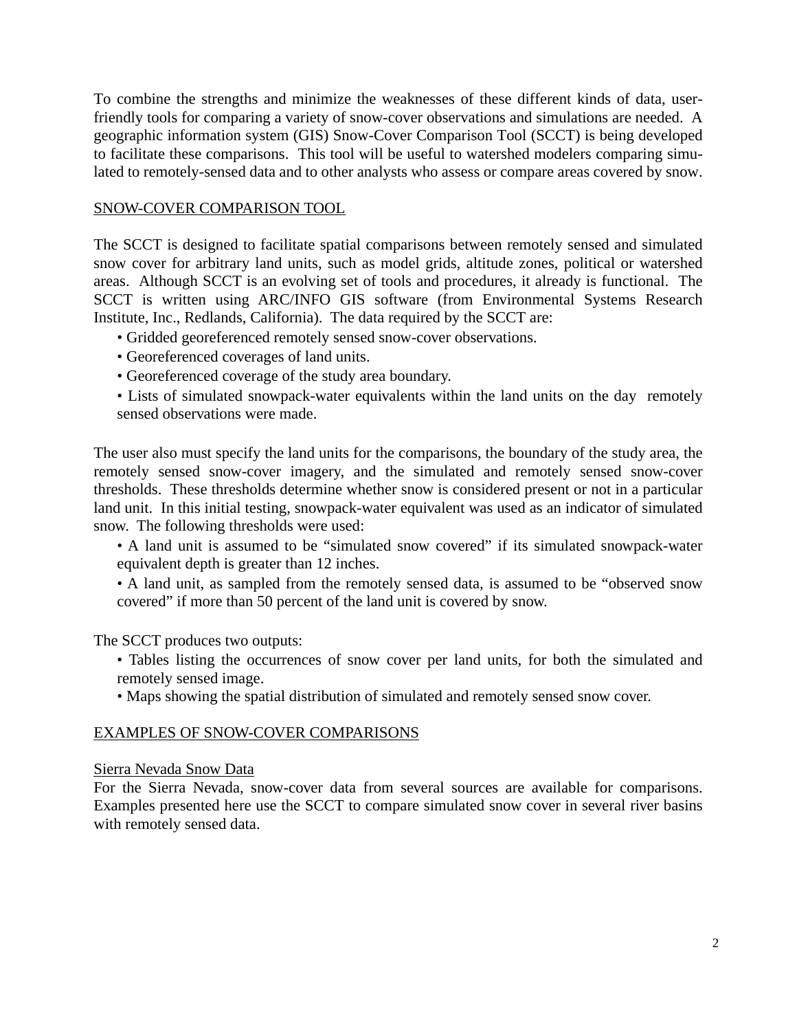To combine the strengths and minimize the weaknesses of these different kinds of data, user-friendly tools for comparing a variety of snow-cover observations and simulations are needed. A geographic information system (GIS) Snow-Cover Comparison Tool (SCCT) is being developed to facilitate these comparisons. This tool will be useful to watershed modelers comparing simulated to remotely-sensed data and to other analysts who assess or compare areas covered by snow.

## SNOW-COVER COMPARISON TOOL

The SCCT is designed to facilitate spatial comparisons between remotely sensed and simulated snow cover for arbitrary land units, such as model grids, altitude zones, political or watershed areas. Although SCCT is an evolving set of tools and procedures, it already is functional. The SCCT is written using ARC/INFO GIS software (from Environmental Systems Research Institute, Inc., Redlands, California). The data required by the SCCT are:

- Gridded georeferenced remotely sensed snow-cover observations.
- Georeferenced coverages of land units.
- Georeferenced coverage of the study area boundary.
- Lists of simulated snowpack-water equivalents within the land units on the day remotely sensed observations were made.

The user also must specify the land units for the comparisons, the boundary of the study area, the remotely sensed snow-cover imagery, and the simulated and remotely sensed snow-cover thresholds. These thresholds determine whether snow is considered present or not in a particular land unit. In this initial testing, snowpack-water equivalent was used as an indicator of simulated snow. The following thresholds were used:

- A land unit is assumed to be "simulated snow covered" if its simulated snowpack-water equivalent depth is greater than 12 inches.
- A land unit, as sampled from the remotely sensed data, is assumed to be "observed snow covered" if more than 50 percent of the land unit is covered by snow.

The SCCT produces two outputs:

- Tables listing the occurrences of snow cover per land units, for both the simulated and remotely sensed image.
- Maps showing the spatial distribution of simulated and remotely sensed snow cover.

## EXAMPLES OF SNOW-COVER COMPARISONS

### Sierra Nevada Snow Data

For the Sierra Nevada, snow-cover data from several sources are available for comparisons. Examples presented here use the SCCT to compare simulated snow cover in several river basins with remotely sensed data.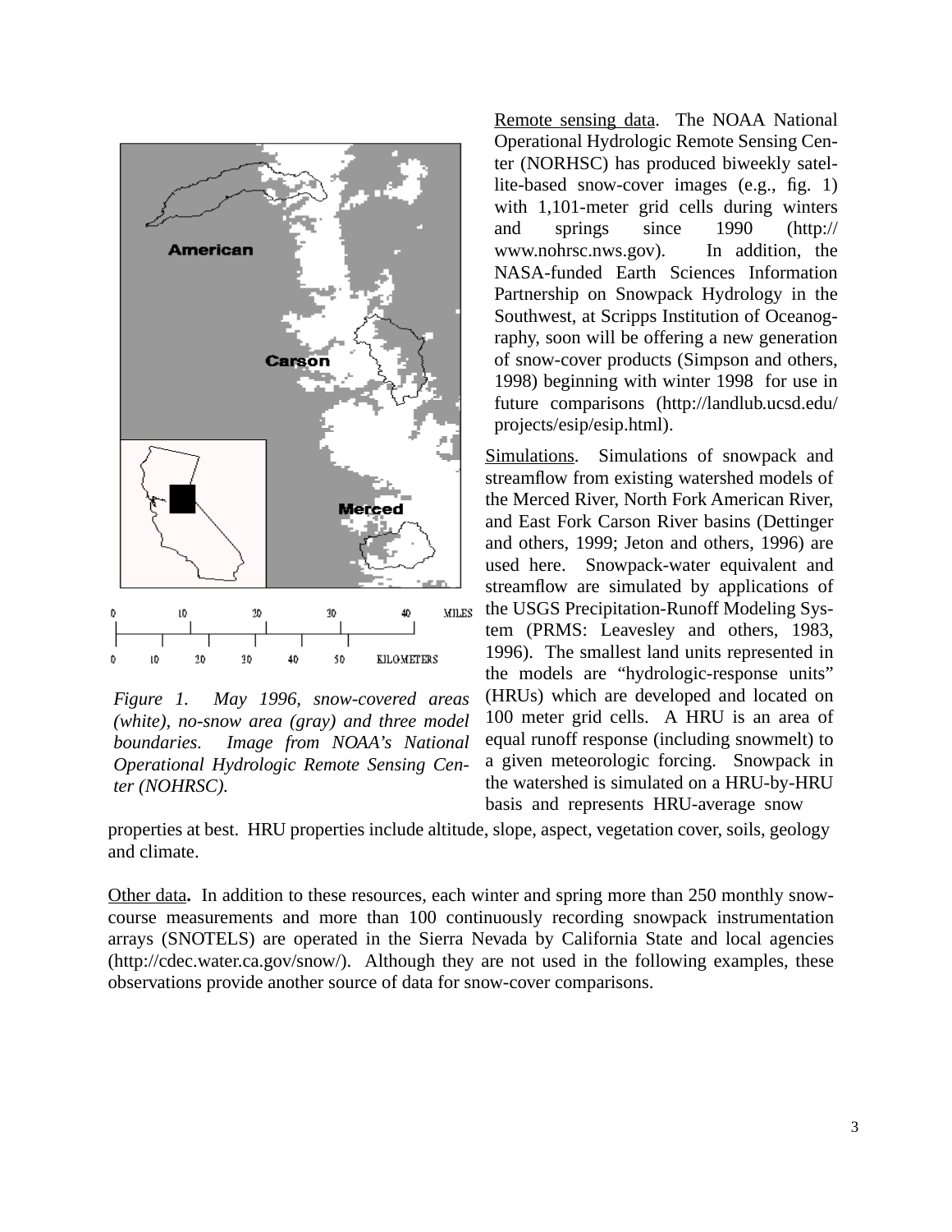Remote sensing data. The NOAA National Operational Hydrologic Remote Sensing Center (NORHSC) has produced biweekly satellite-based snow-cover images (e.g., fig. 1) with 1,101-meter grid cells during winters and springs since 1990 (http://www.nohrsc.nws.gov). In addition, the NASA-funded Earth Sciences Information Partnership on Snowpack Hydrology in the Southwest, at Scripps Institution of Oceanography, soon will be offering a new generation of snow-cover products (Simpson and others, 1998) beginning with winter 1998 for use in future comparisons (http://landlub.ucsd.edu/projects/esip/esip.html).

*Figure 1. May 1996, snow-covered areas (white), no-snow area (gray) and three model boundaries. Image from NOAA's National Operational Hydrologic Remote Sensing Center (NOHRSC).*

Simulations. Simulations of snowpack and streamflow from existing watershed models of the Merced River, North Fork American River, and East Fork Carson River basins (Dettinger and others, 1999; Jeton and others, 1996) are used here. Snowpack-water equivalent and streamflow are simulated by applications of the USGS Precipitation-Runoff Modeling System (PRMS: Leavesley and others, 1983, 1996). The smallest land units represented in the models are "hydrologic-response units" (HRUs) which are developed and located on 100 meter grid cells. A HRU is an area of equal runoff response (including snowmelt) to a given meteorologic forcing. Snowpack in the watershed is simulated on a HRU-by-HRU basis and represents HRU-average snow properties at best. HRU properties include altitude, slope, aspect, vegetation cover, soils, geology and climate.

Other data**.** In addition to these resources, each winter and spring more than 250 monthly snow-course measurements and more than 100 continuously recording snowpack instrumentation arrays (SNOTELS) are operated in the Sierra Nevada by California State and local agencies (http://cdec.water.ca.gov/snow/). Although they are not used in the following examples, these observations provide another source of data for snow-cover comparisons.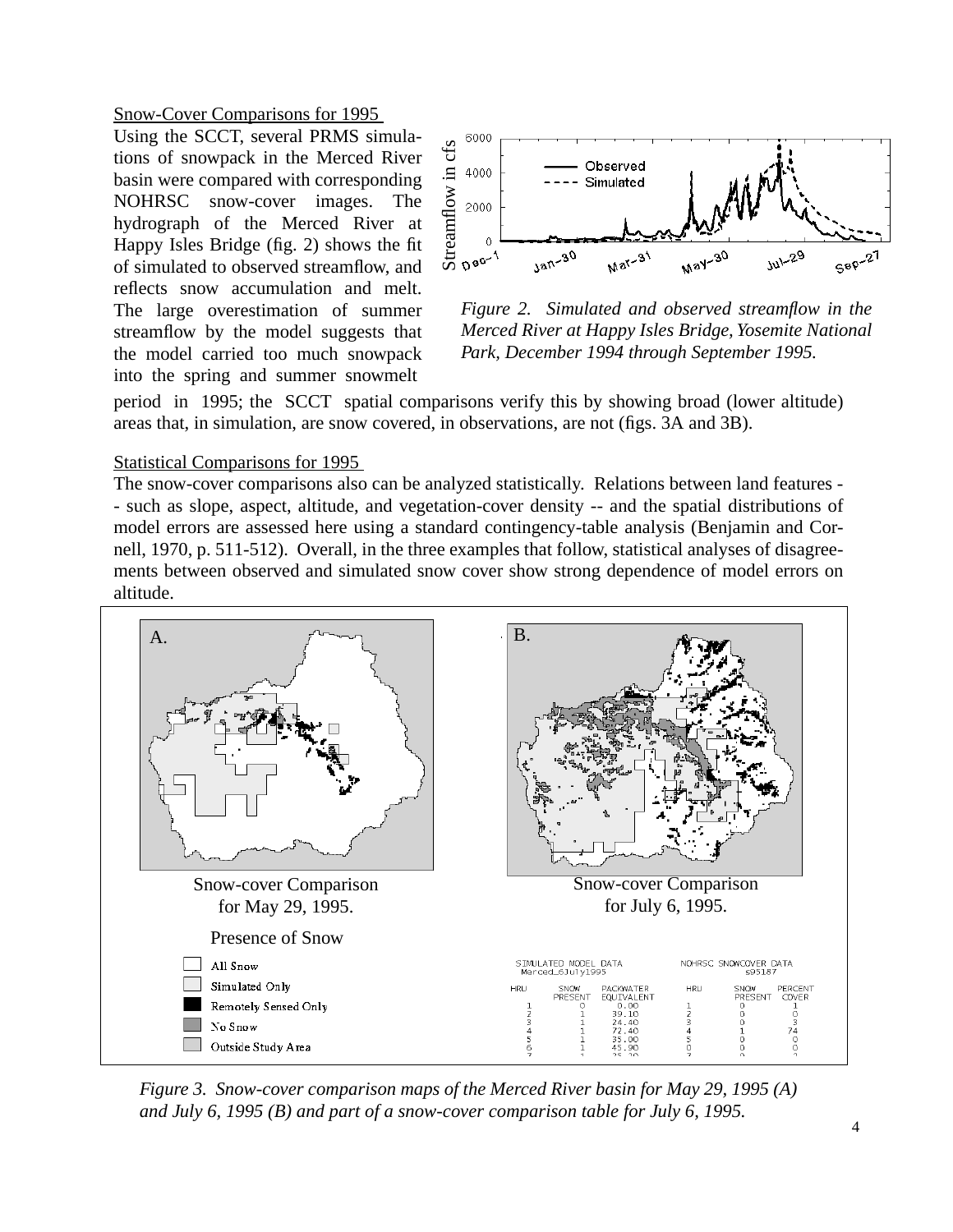Snow-Cover Comparisons for 1995

Using the SCCT, several PRMS simulations of snowpack in the Merced River basin were compared with corresponding NOHRSC snow-cover images. The hydrograph of the Merced River at Happy Isles Bridge (fig. 2) shows the fit of simulated to observed streamflow, and reflects snow accumulation and melt. The large overestimation of summer streamflow by the model suggests that the model carried too much snowpack into the spring and summer snowmelt period in 1995; the SCCT spatial comparisons verify this by showing broad (lower altitude) areas that, in simulation, are snow covered, in observations, are not (figs. 3A and 3B).

*Figure 2. Simulated and observed streamflow in the Merced River at Happy Isles Bridge, Yosemite National Park, December 1994 through September 1995.*

Statistical Comparisons for 1995

The snow-cover comparisons also can be analyzed statistically. Relations between land features -- such as slope, aspect, altitude, and vegetation-cover density -- and the spatial distributions of model errors are assessed here using a standard contingency-table analysis (Benjamin and Cornell, 1970, p. 511-512). Overall, in the three examples that follow, statistical analyses of disagreements between observed and simulated snow cover show strong dependence of model errors on altitude.

*Figure 3. Snow-cover comparison maps of the Merced River basin for May 29, 1995 (A) and July 6, 1995 (B) and part of a snow-cover comparison table for July 6, 1995.*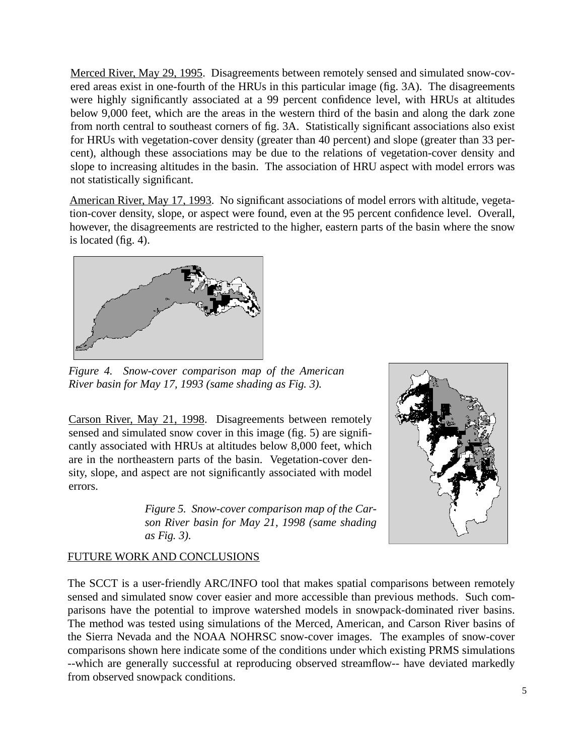Merced River, May 29, 1995. Disagreements between remotely sensed and simulated snow-covered areas exist in one-fourth of the HRUs in this particular image (fig. 3A). The disagreements were highly significantly associated at a 99 percent confidence level, with HRUs at altitudes below 9,000 feet, which are the areas in the western third of the basin and along the dark zone from north central to southeast corners of fig. 3A. Statistically significant associations also exist for HRUs with vegetation-cover density (greater than 40 percent) and slope (greater than 33 percent), although these associations may be due to the relations of vegetation-cover density and slope to increasing altitudes in the basin. The association of HRU aspect with model errors was not statistically significant.

American River, May 17, 1993. No significant associations of model errors with altitude, vegetation-cover density, slope, or aspect were found, even at the 95 percent confidence level. Overall, however, the disagreements are restricted to the higher, eastern parts of the basin where the snow is located (fig. 4).

*Figure 4. Snow-cover comparison map of the American River basin for May 17, 1993 (same shading as Fig. 3).*

Carson River, May 21, 1998. Disagreements between remotely sensed and simulated snow cover in this image (fig. 5) are significantly associated with HRUs at altitudes below 8,000 feet, which are in the northeastern parts of the basin. Vegetation-cover density, slope, and aspect are not significantly associated with model errors.

*Figure 5. Snow-cover comparison map of the Carson River basin for May 21, 1998 (same shading as Fig. 3).*

## FUTURE WORK AND CONCLUSIONS

The SCCT is a user-friendly ARC/INFO tool that makes spatial comparisons between remotely sensed and simulated snow cover easier and more accessible than previous methods. Such comparisons have the potential to improve watershed models in snowpack-dominated river basins. The method was tested using simulations of the Merced, American, and Carson River basins of the Sierra Nevada and the NOAA NOHRSC snow-cover images. The examples of snow-cover comparisons shown here indicate some of the conditions under which existing PRMS simulations --which are generally successful at reproducing observed streamflow-- have deviated markedly from observed snowpack conditions.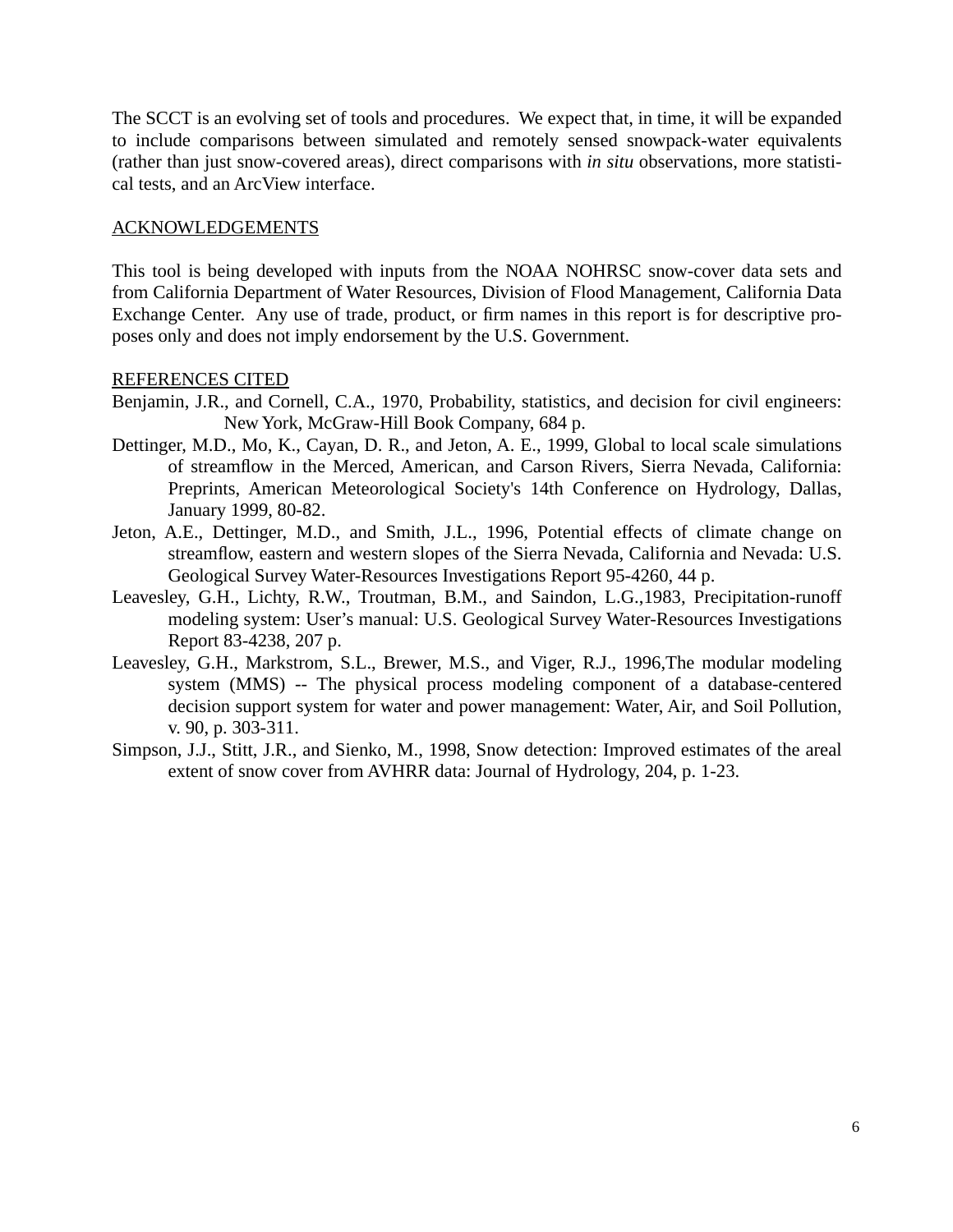The SCCT is an evolving set of tools and procedures. We expect that, in time, it will be expanded to include comparisons between simulated and remotely sensed snowpack-water equivalents (rather than just snow-covered areas), direct comparisons with *in situ* observations, more statistical tests, and an ArcView interface.

## ACKNOWLEDGEMENTS

This tool is being developed with inputs from the NOAA NOHRSC snow-cover data sets and from California Department of Water Resources, Division of Flood Management, California Data Exchange Center. Any use of trade, product, or firm names in this report is for descriptive proposes only and does not imply endorsement by the U.S. Government.

## REFERENCES CITED

Benjamin, J.R., and Cornell, C.A., 1970, Probability, statistics, and decision for civil engineers: New York, McGraw-Hill Book Company, 684 p.

Dettinger, M.D., Mo, K., Cayan, D. R., and Jeton, A. E., 1999, Global to local scale simulations of streamflow in the Merced, American, and Carson Rivers, Sierra Nevada, California: Preprints, American Meteorological Society's 14th Conference on Hydrology, Dallas, January 1999, 80-82.

Jeton, A.E., Dettinger, M.D., and Smith, J.L., 1996, Potential effects of climate change on streamflow, eastern and western slopes of the Sierra Nevada, California and Nevada: U.S. Geological Survey Water-Resources Investigations Report 95-4260, 44 p.

Leavesley, G.H., Lichty, R.W., Troutman, B.M., and Saindon, L.G.,1983, Precipitation-runoff modeling system: User's manual: U.S. Geological Survey Water-Resources Investigations Report 83-4238, 207 p.

Leavesley, G.H., Markstrom, S.L., Brewer, M.S., and Viger, R.J., 1996,The modular modeling system (MMS) -- The physical process modeling component of a database-centered decision support system for water and power management: Water, Air, and Soil Pollution, v. 90, p. 303-311.

Simpson, J.J., Stitt, J.R., and Sienko, M., 1998, Snow detection: Improved estimates of the areal extent of snow cover from AVHRR data: Journal of Hydrology, 204, p. 1-23.